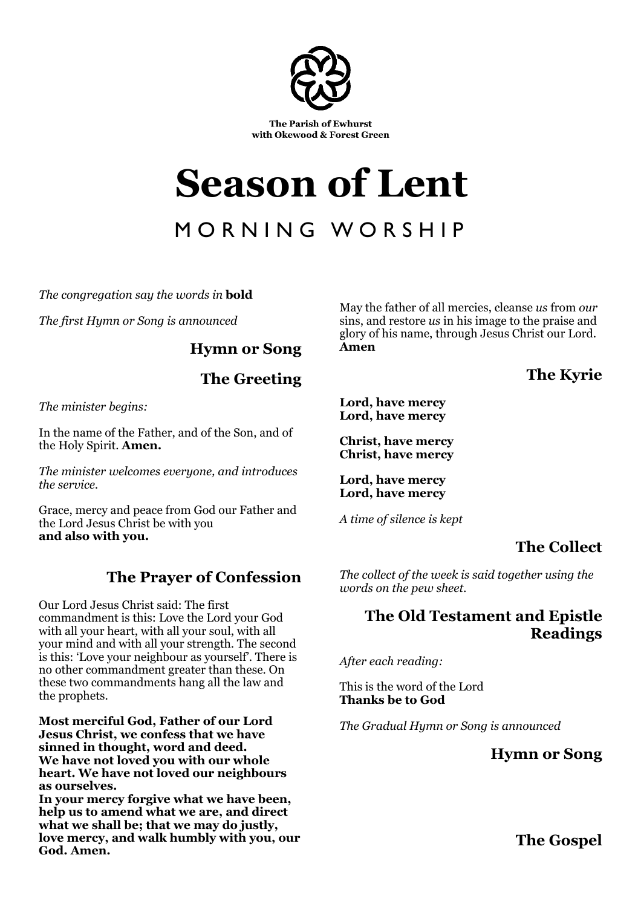The Parish of Ewhurst
with Okewood & Forest Green

# Season of Lent

## MORNING WORSHIP

*The congregation say the words in* **bold**

*The first Hymn or Song is announced*

### Hymn or Song

### The Greeting

*The minister begins:*

In the name of the Father, and of the Son, and of the Holy Spirit. **Amen.**

*The minister welcomes everyone, and introduces the service.*

Grace, mercy and peace from God our Father and the Lord Jesus Christ be with you
**and also with you.**

### The Prayer of Confession

Our Lord Jesus Christ said: The first commandment is this: Love the Lord your God with all your heart, with all your soul, with all your mind and with all your strength. The second is this: 'Love your neighbour as yourself'. There is no other commandment greater than these. On these two commandments hang all the law and the prophets.

**Most merciful God, Father of our Lord Jesus Christ, we confess that we have sinned in thought, word and deed.
We have not loved you with our whole heart. We have not loved our neighbours as ourselves.
In your mercy forgive what we have been, help us to amend what we are, and direct what we shall be; that we may do justly, love mercy, and walk humbly with you, our God. Amen.**

May the father of all mercies, cleanse *us* from *our* sins, and restore *us* in his image to the praise and glory of his name, through Jesus Christ our Lord.
**Amen**

### The Kyrie

**Lord, have mercy
Lord, have mercy**

**Christ, have mercy
Christ, have mercy**

**Lord, have mercy
Lord, have mercy**

*A time of silence is kept*

### The Collect

*The collect of the week is said together using the words on the pew sheet.*

### The Old Testament and Epistle Readings

*After each reading:*

This is the word of the Lord
**Thanks be to God**

*The Gradual Hymn or Song is announced*

### Hymn or Song

### The Gospel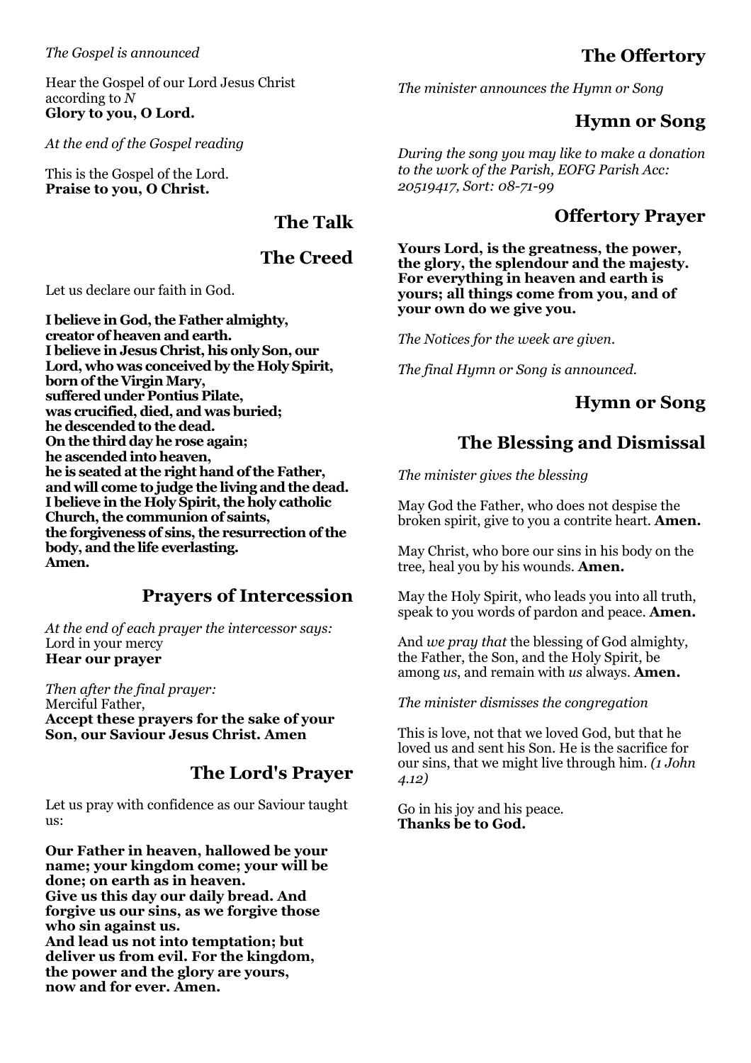*The Gospel is announced*

Hear the Gospel of our Lord Jesus Christ according to *N*
**Glory to you, O Lord.**

*At the end of the Gospel reading*

This is the Gospel of the Lord.
**Praise to you, O Christ.**

## The Talk

## The Creed

Let us declare our faith in God.

**I believe in God, the Father almighty, creator of heaven and earth.
I believe in Jesus Christ, his only Son, our Lord, who was conceived by the Holy Spirit, born of the Virgin Mary, suffered under Pontius Pilate, was crucified, died, and was buried; he descended to the dead.
On the third day he rose again; he ascended into heaven, he is seated at the right hand of the Father, and will come to judge the living and the dead.
I believe in the Holy Spirit, the holy catholic Church, the communion of saints, the forgiveness of sins, the resurrection of the body, and the life everlasting.
Amen.**

## Prayers of Intercession

*At the end of each prayer the intercessor says:*
Lord in your mercy
**Hear our prayer**

*Then after the final prayer:*
Merciful Father,
**Accept these prayers for the sake of your Son, our Saviour Jesus Christ. Amen**

## The Lord's Prayer

Let us pray with confidence as our Saviour taught us:

**Our Father in heaven, hallowed be your name; your kingdom come; your will be done; on earth as in heaven.
Give us this day our daily bread. And forgive us our sins, as we forgive those who sin against us.
And lead us not into temptation; but deliver us from evil. For the kingdom, the power and the glory are yours, now and for ever. Amen.**

## The Offertory

*The minister announces the Hymn or Song*

## Hymn or Song

*During the song you may like to make a donation to the work of the Parish, EOFG Parish Acc: 20519417, Sort: 08-71-99*

## Offertory Prayer

**Yours Lord, is the greatness, the power, the glory, the splendour and the majesty. For everything in heaven and earth is yours; all things come from you, and of your own do we give you.**

*The Notices for the week are given.*

*The final Hymn or Song is announced.*

## Hymn or Song

## The Blessing and Dismissal

*The minister gives the blessing*

May God the Father, who does not despise the broken spirit, give to you a contrite heart. **Amen.**

May Christ, who bore our sins in his body on the tree, heal you by his wounds. **Amen.**

May the Holy Spirit, who leads you into all truth, speak to you words of pardon and peace. **Amen.**

And *we pray that* the blessing of God almighty, the Father, the Son, and the Holy Spirit, be among *us*, and remain with *us* always. **Amen.**

*The minister dismisses the congregation*

This is love, not that we loved God, but that he loved us and sent his Son. He is the sacrifice for our sins, that we might live through him. *(1 John 4.12)*

Go in his joy and his peace.
**Thanks be to God.**